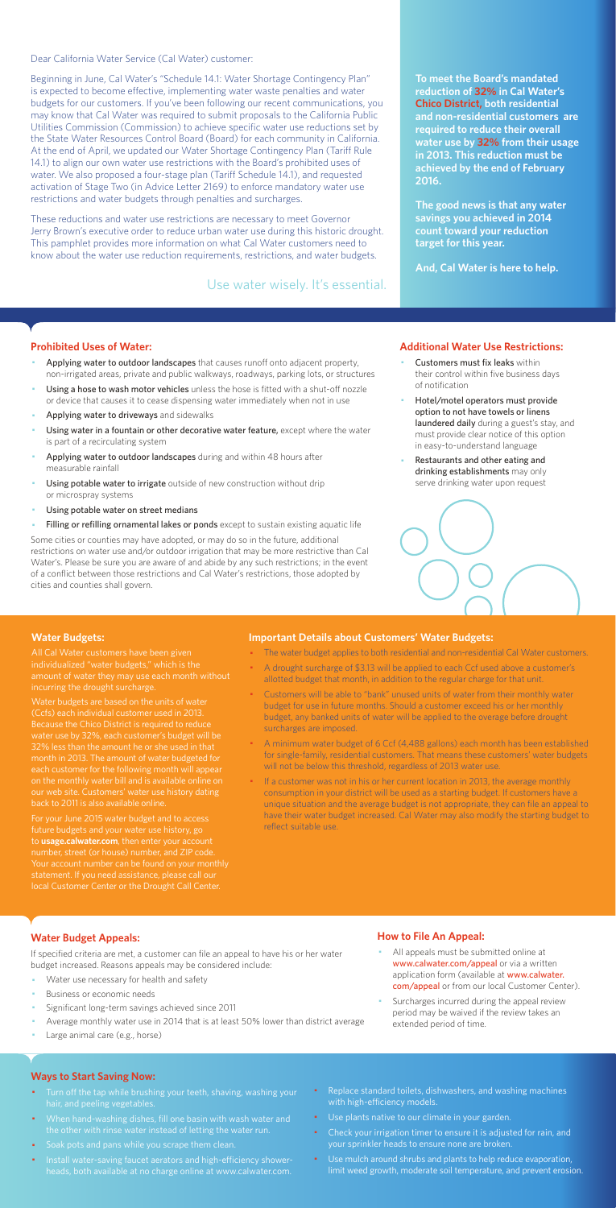Dear California Water Service (Cal Water) customer:

Beginning in June, Cal Water's "Schedule 14.1: Water Shortage Contingency Plan" is expected to become effective, implementing water waste penalties and water budgets for our customers. If you've been following our recent communications, you may know that Cal Water was required to submit proposals to the California Public Utilities Commission (Commission) to achieve specific water use reductions set by the State Water Resources Control Board (Board) for each community in California. At the end of April, we updated our Water Shortage Contingency Plan (Tariff Rule 14.1) to align our own water use restrictions with the Board's prohibited uses of water. We also proposed a four-stage plan (Tariff Schedule 14.1), and requested activation of Stage Two (in Advice Letter 2169) to enforce mandatory water use restrictions and water budgets through penalties and surcharges.

These reductions and water use restrictions are necessary to meet Governor Jerry Brown's executive order to reduce urban water use during this historic drought. This pamphlet provides more information on what Cal Water customers need to know about the water use reduction requirements, restrictions, and water budgets.

Use water wisely. It's essential.

**To meet the Board's mandated reduction of 32% in Cal Water's Chico District, both residential and non-residential customers are required to reduce their overall water use by 32% from their usage in 2013. This reduction must be achieved by the end of February 2016.**

**The good news is that any water savings you achieved in 2014 count toward your reduction target for this year.**

**And, Cal Water is here to help.**

## Prohibited Uses of Water:

- **Applying water to outdoor landscapes** that causes runoff onto adjacent property, non-irrigated areas, private and public walkways, roadways, parking lots, or structures
- **Using a hose to wash motor vehicles** unless the hose is fitted with a shut-off nozzle or device that causes it to cease dispensing water immediately when not in use
- **Applying water to driveways** and sidewalks
- **Using water in a fountain or other decorative water feature,** except where the water is part of a recirculating system
- **Applying water to outdoor landscapes** during and within 48 hours after measurable rainfall
- **Using potable water to irrigate** outside of new construction without drip or microspray systems
- **Using potable water on street medians**
- **Filling or refilling ornamental lakes or ponds** except to sustain existing aquatic life

Some cities or counties may have adopted, or may do so in the future, additional restrictions on water use and/or outdoor irrigation that may be more restrictive than Cal Water's. Please be sure you are aware of and abide by any such restrictions; in the event of a conflict between those restrictions and Cal Water's restrictions, those adopted by cities and counties shall govern.

## Additional Water Use Restrictions:

- **Customers must fix leaks** within their control within five business days of notification
- **Hotel/motel operators must provide option to not have towels or linens laundered daily** during a guest's stay, and must provide clear notice of this option in easy-to-understand language
- **Restaurants and other eating and drinking establishments** may only serve drinking water upon request

## Water Budgets:

All Cal Water customers have been given individualized "water budgets," which is the amount of water they may use each month without incurring the drought surcharge.

Water budgets are based on the units of water (Ccfs) each individual customer used in 2013. Because the Chico District is required to reduce water use by 32%, each customer's budget will be 32% less than the amount he or she used in that month in 2013. The amount of water budgeted for each customer for the following month will appear on the monthly water bill and is available online on our web site. Customers' water use history dating back to 2011 is also available online.

For your June 2015 water budget and to access future budgets and your water use history, go to **usage.calwater.com**, then enter your account number, street (or house) number, and ZIP code. Your account number can be found on your monthly statement. If you need assistance, please call our local Customer Center or the Drought Call Center.

## Important Details about Customers' Water Budgets:

- The water budget applies to both residential and non-residential Cal Water customers.
- A drought surcharge of $3.13 will be applied to each Ccf used above a customer's allotted budget that month, in addition to the regular charge for that unit.
- Customers will be able to "bank" unused units of water from their monthly water budget for use in future months. Should a customer exceed his or her monthly budget, any banked units of water will be applied to the overage before drought surcharges are imposed.
- A minimum water budget of 6 Ccf (4,488 gallons) each month has been established for single-family, residential customers. That means these customers' water budgets will not be below this threshold, regardless of 2013 water use.
- If a customer was not in his or her current location in 2013, the average monthly consumption in your district will be used as a starting budget. If customers have a unique situation and the average budget is not appropriate, they can file an appeal to have their water budget increased. Cal Water may also modify the starting budget to reflect suitable use.

## Water Budget Appeals:

If specified criteria are met, a customer can file an appeal to have his or her water budget increased. Reasons appeals may be considered include:

- Water use necessary for health and safety
- Business or economic needs
- Significant long-term savings achieved since 2011
- Average monthly water use in 2014 that is at least 50% lower than district average
- Large animal care (e.g., horse)

## How to File An Appeal:

- All appeals must be submitted online at www.calwater.com/appeal or via a written application form (available at www.calwater.com/appeal or from our local Customer Center).
- Surcharges incurred during the appeal review period may be waived if the review takes an extended period of time.

## Ways to Start Saving Now:

- Turn off the tap while brushing your teeth, shaving, washing your hair, and peeling vegetables.
- When hand-washing dishes, fill one basin with wash water and the other with rinse water instead of letting the water run.
- Soak pots and pans while you scrape them clean.
- Install water-saving faucet aerators and high-efficiency showerheads, both available at no charge online at www.calwater.com.
- Replace standard toilets, dishwashers, and washing machines with high-efficiency models.
- Use plants native to our climate in your garden.
- Check your irrigation timer to ensure it is adjusted for rain, and your sprinkler heads to ensure none are broken.
- Use mulch around shrubs and plants to help reduce evaporation, limit weed growth, moderate soil temperature, and prevent erosion.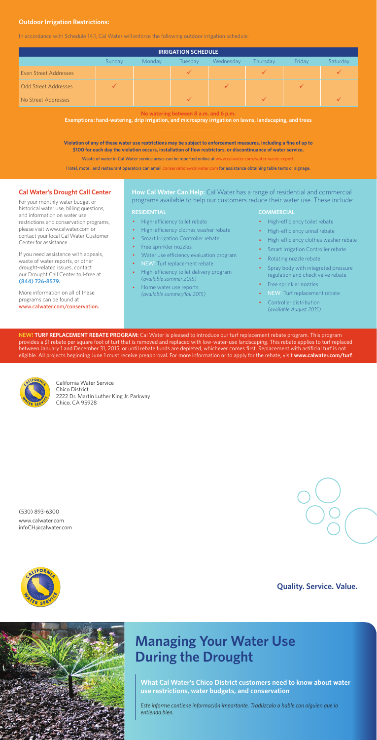### Outdoor Irrigation Restrictions:

In accordance with Schedule 14.1, Cal Water will enforce the following outdoor irrigation schedule:

| IRRIGATION SCHEDULE | | | | | | | |
|---|---|---|---|---|---|---|---|
| | Sunday | Monday | Tuesday | Wednesday | Thursday | Friday | Saturday |
| Even Street Addresses | | | ✓ | | ✓ | | ✓ |
| Odd Street Addresses | ✓ | | | ✓ | | ✓ | |
| No Street Addresses | | | ✓ | | ✓ | | ✓ |

**No watering between 8 a.m. and 6 p.m.**

**Exemptions: hand-watering, drip irrigation, and microspray irrigation on lawns, landscaping, and trees**

**Violation of any of these water use restrictions may be subject to enforcement measures, including a fine of up to $100 for each day the violation occurs, installation of flow restrictors, or discontinuance of water service.**

Waste of water in Cal Water service areas can be reported online at www.calwater.com/water-waste-report.

Hotel, motel, and restaurant operators can email conservation@calwater.com for assistance obtaining table tents or signage.

### Cal Water's Drought Call Center

For your monthly water budget or historical water use, billing questions, and information on water use restrictions and conservation programs, please visit www.calwater.com or contact your local Cal Water Customer Center for assistance.

If you need assistance with appeals, waste of water reports, or other drought-related issues, contact our Drought Call Center toll-free at **(844) 726-8579.**

More information on all of these programs can be found at www.calwater.com/conservation.

**How Cal Water Can Help:** Cal Water has a range of residential and commercial programs available to help our customers reduce their water use. These include:

**RESIDENTIAL**

- High-efficiency toilet rebate
- High-efficiency clothes washer rebate
- Smart Irrigation Controller rebate
- Free sprinkler nozzles
- Water use efficiency evaluation program
- NEW! Turf replacement rebate
- High-efficiency toilet delivery program *(available summer 2015)*
- Home water use reports *(available summer/fall 2015)*

**COMMERCIAL**

- High-efficiency toilet rebate
- High-efficiency urinal rebate
- High-efficiency clothes washer rebate
- Smart Irrigation Controller rebate
- Rotating nozzle rebate
- Spray body with integrated pressure regulation and check valve rebate
- Free sprinkler nozzles
- NEW! Turf replacement rebate
- Controller distribution *(available August 2015)*

**NEW! TURF REPLACEMENT REBATE PROGRAM:** Cal Water is pleased to introduce our turf replacement rebate program. This program provides a $1 rebate per square foot of turf that is removed and replaced with low-water-use landscaping. This rebate applies to turf replaced between January 1 and December 31, 2015, or until rebate funds are depleted, whichever comes first. Replacement with artificial turf is not eligible. All projects beginning June 1 must receive preapproval. For more information or to apply for the rebate, visit **www.calwater.com/turf**.

California Water Service
Chico District
2222 Dr. Martin Luther King Jr. Parkway
Chico, CA 95928

(530) 893-6300
www.calwater.com
infoCH@calwater.com

**Quality. Service. Value.**

# Managing Your Water Use During the Drought

**What Cal Water's Chico District customers need to know about water use restrictions, water budgets, and conservation**

*Este informe contiene información importante. Tradúzcalo o hable con alguien que lo entienda bien.*